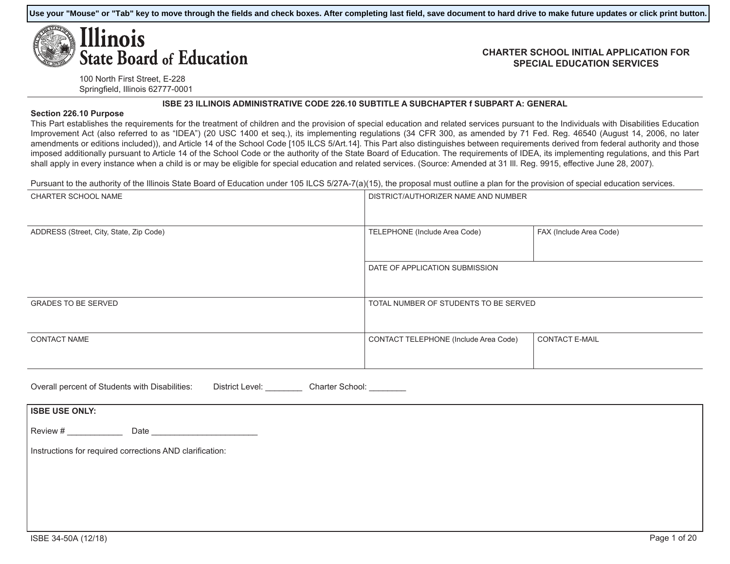Use your "Mouse" or "Tab" key to move through the fields and check boxes. After completing last field, save document to hard drive to make future updates or click print button.

# Illinois State Board of Education

100 North First Street, E-228
Springfield, Illinois 62777-0001

## CHARTER SCHOOL INITIAL APPLICATION FOR SPECIAL EDUCATION SERVICES

### ISBE 23 ILLINOIS ADMINISTRATIVE CODE 226.10 SUBTITLE A SUBCHAPTER f SUBPART A: GENERAL

**Section 226.10 Purpose**

This Part establishes the requirements for the treatment of children and the provision of special education and related services pursuant to the Individuals with Disabilities Education Improvement Act (also referred to as "IDEA") (20 USC 1400 et seq.), its implementing regulations (34 CFR 300, as amended by 71 Fed. Reg. 46540 (August 14, 2006, no later amendments or editions included)), and Article 14 of the School Code [105 ILCS 5/Art.14]. This Part also distinguishes between requirements derived from federal authority and those imposed additionally pursuant to Article 14 of the School Code or the authority of the State Board of Education. The requirements of IDEA, its implementing regulations, and this Part shall apply in every instance when a child is or may be eligible for special education and related services. (Source: Amended at 31 Ill. Reg. 9915, effective June 28, 2007).

Pursuant to the authority of the Illinois State Board of Education under 105 ILCS 5/27A-7(a)(15), the proposal must outline a plan for the provision of special education services.

| CHARTER SCHOOL NAME | DISTRICT/AUTHORIZER NAME AND NUMBER | |
|---|---|---|
| ADDRESS (Street, City, State, Zip Code) | TELEPHONE (Include Area Code) | FAX (Include Area Code) |
| | DATE OF APPLICATION SUBMISSION | |
| GRADES TO BE SERVED | TOTAL NUMBER OF STUDENTS TO BE SERVED | |
| CONTACT NAME | CONTACT TELEPHONE (Include Area Code) | CONTACT E-MAIL |

Overall percent of Students with Disabilities: District Level: ________ Charter School: ________

**ISBE USE ONLY:**

Review # ____________ Date ________________________

Instructions for required corrections AND clarification:

ISBE 34-50A (12/18)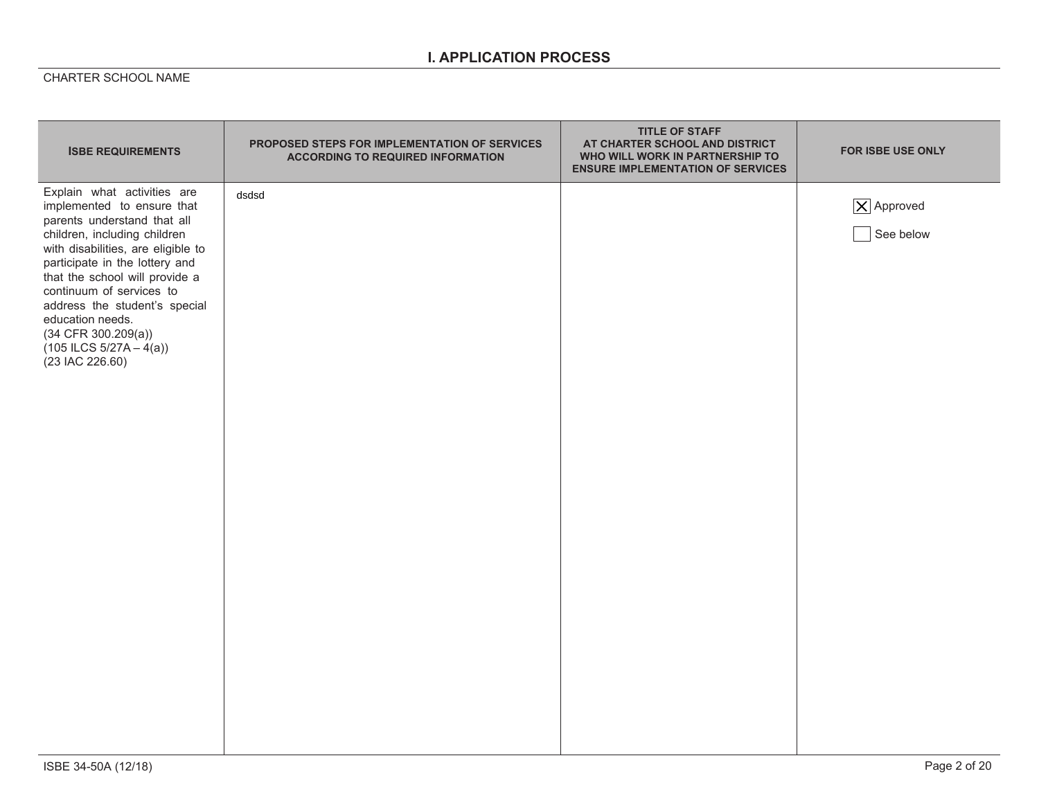## I. APPLICATION PROCESS

CHARTER SCHOOL NAME

| ISBE REQUIREMENTS | PROPOSED STEPS FOR IMPLEMENTATION OF SERVICES ACCORDING TO REQUIRED INFORMATION | TITLE OF STAFF AT CHARTER SCHOOL AND DISTRICT WHO WILL WORK IN PARTNERSHIP TO ENSURE IMPLEMENTATION OF SERVICES | FOR ISBE USE ONLY |
|---|---|---|---|
| Explain what activities are implemented to ensure that parents understand that all children, including children with disabilities, are eligible to participate in the lottery and that the school will provide a continuum of services to address the student's special education needs. (34 CFR 300.209(a)) (105 ILCS 5/27A – 4(a)) (23 IAC 226.60) | dsdsd | | ☒ Approved<br>☐ See below |

ISBE 34-50A (12/18)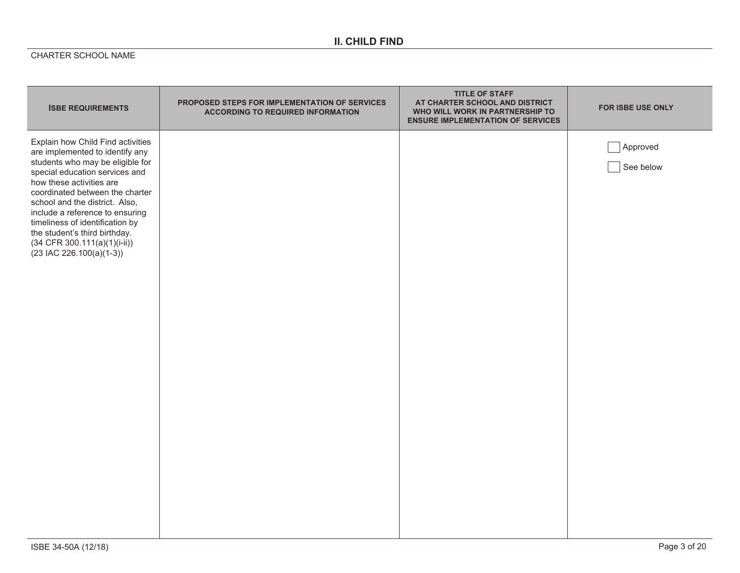## II. CHILD FIND

CHARTER SCHOOL NAME

| ISBE REQUIREMENTS | PROPOSED STEPS FOR IMPLEMENTATION OF SERVICES ACCORDING TO REQUIRED INFORMATION | TITLE OF STAFF AT CHARTER SCHOOL AND DISTRICT WHO WILL WORK IN PARTNERSHIP TO ENSURE IMPLEMENTATION OF SERVICES | FOR ISBE USE ONLY |
|---|---|---|---|
| Explain how Child Find activities are implemented to identify any students who may be eligible for special education services and how these activities are coordinated between the charter school and the district. Also, include a reference to ensuring timeliness of identification by the student's third birthday. (34 CFR 300.111(a)(1)(i-ii)) (23 IAC 226.100(a)(1-3)) | | | ☐ Approved<br>☐ See below |

ISBE 34-50A (12/18)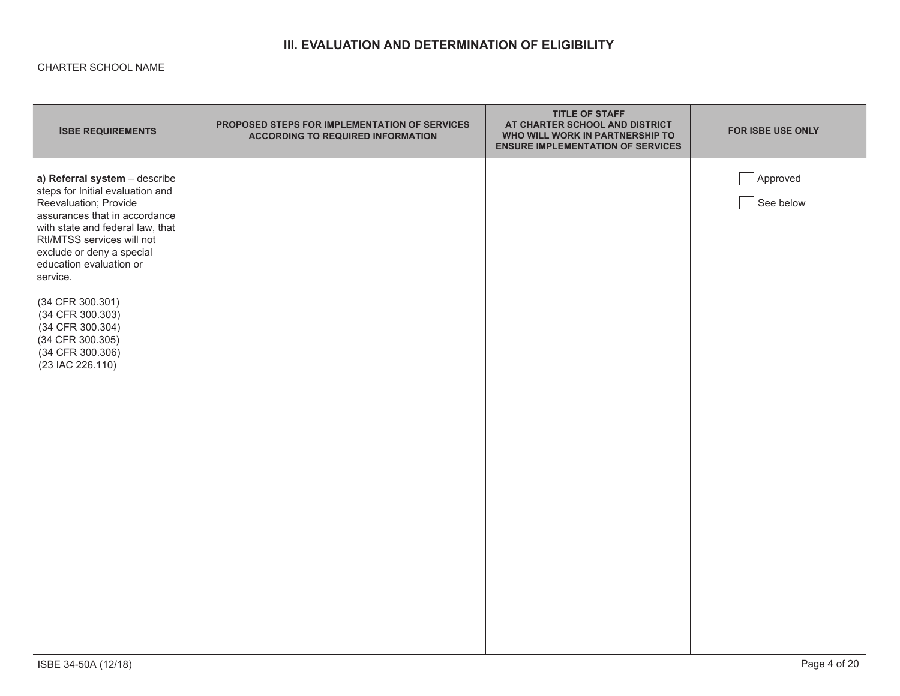## III. EVALUATION AND DETERMINATION OF ELIGIBILITY

CHARTER SCHOOL NAME

| ISBE REQUIREMENTS | PROPOSED STEPS FOR IMPLEMENTATION OF SERVICES ACCORDING TO REQUIRED INFORMATION | TITLE OF STAFF AT CHARTER SCHOOL AND DISTRICT WHO WILL WORK IN PARTNERSHIP TO ENSURE IMPLEMENTATION OF SERVICES | FOR ISBE USE ONLY |
|---|---|---|---|
| **a) Referral system** – describe steps for Initial evaluation and Reevaluation; Provide assurances that in accordance with state and federal law, that RtI/MTSS services will not exclude or deny a special education evaluation or service.<br><br>(34 CFR 300.301)<br>(34 CFR 300.303)<br>(34 CFR 300.304)<br>(34 CFR 300.305)<br>(34 CFR 300.306)<br>(23 IAC 226.110) | | | ☐ Approved<br><br>☐ See below |

ISBE 34-50A (12/18)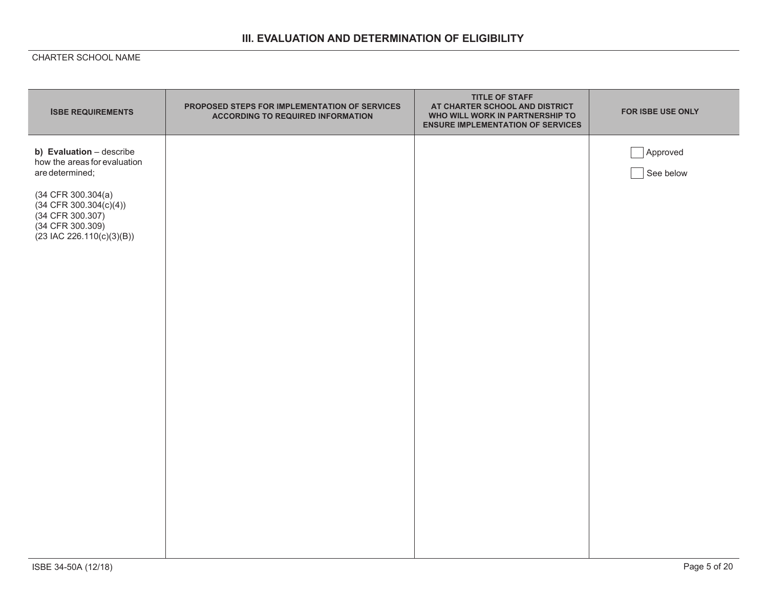## III. EVALUATION AND DETERMINATION OF ELIGIBILITY

CHARTER SCHOOL NAME

| ISBE REQUIREMENTS | PROPOSED STEPS FOR IMPLEMENTATION OF SERVICES ACCORDING TO REQUIRED INFORMATION | TITLE OF STAFF AT CHARTER SCHOOL AND DISTRICT WHO WILL WORK IN PARTNERSHIP TO ENSURE IMPLEMENTATION OF SERVICES | FOR ISBE USE ONLY |
|---|---|---|---|
| **b) Evaluation** – describe how the areas for evaluation are determined;<br><br>(34 CFR 300.304(a)<br>(34 CFR 300.304(c)(4))<br>(34 CFR 300.307)<br>(34 CFR 300.309)<br>(23 IAC 226.110(c)(3)(B)) | | | ☐ Approved<br><br>☐ See below |

ISBE 34-50A (12/18)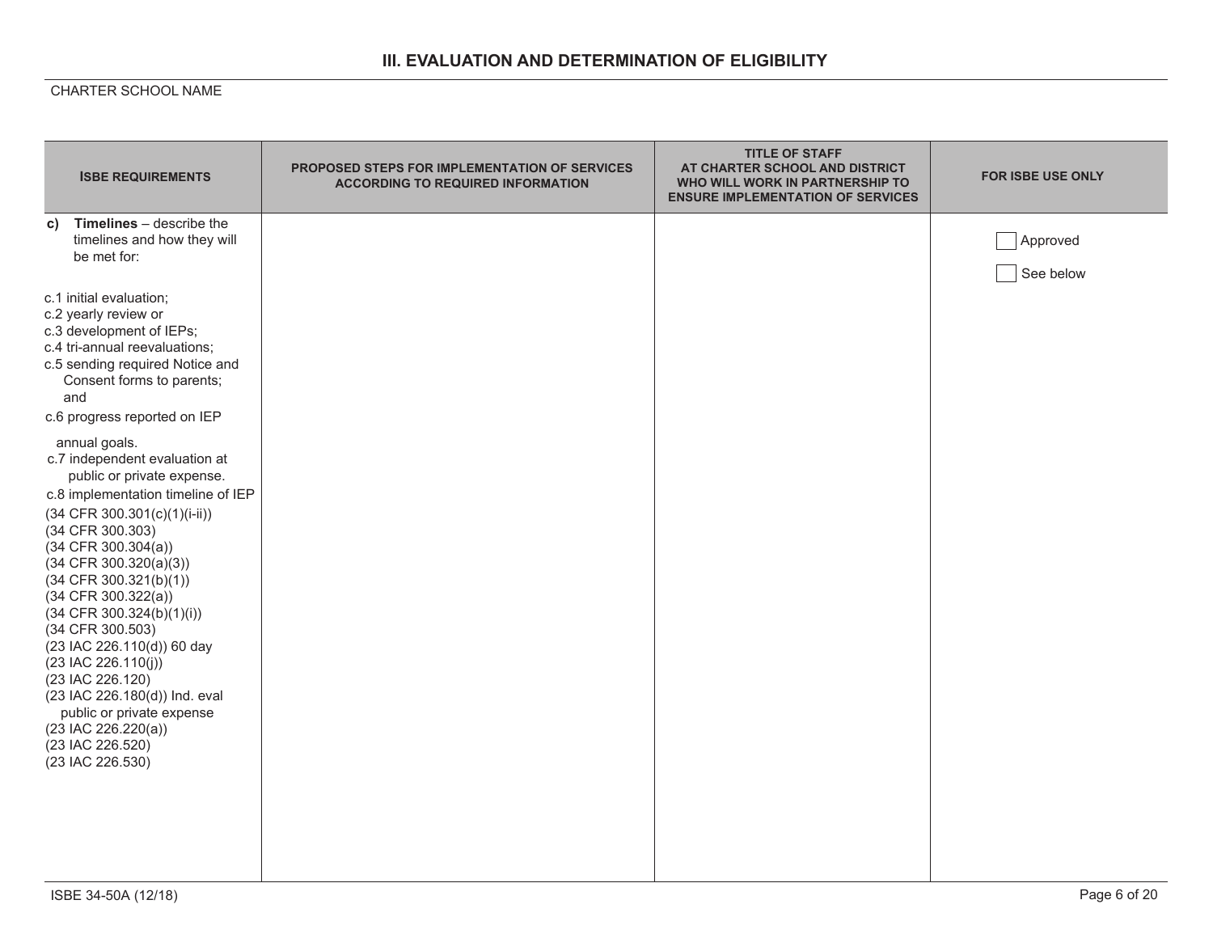## III. EVALUATION AND DETERMINATION OF ELIGIBILITY

CHARTER SCHOOL NAME

| ISBE REQUIREMENTS | PROPOSED STEPS FOR IMPLEMENTATION OF SERVICES ACCORDING TO REQUIRED INFORMATION | TITLE OF STAFF AT CHARTER SCHOOL AND DISTRICT WHO WILL WORK IN PARTNERSHIP TO ENSURE IMPLEMENTATION OF SERVICES | FOR ISBE USE ONLY |
|---|---|---|---|
| **c) Timelines** – describe the timelines and how they will be met for:<br><br>c.1 initial evaluation;<br>c.2 yearly review or<br>c.3 development of IEPs;<br>c.4 tri-annual reevaluations;<br>c.5 sending required Notice and Consent forms to parents; and<br>c.6 progress reported on IEP annual goals.<br>c.7 independent evaluation at public or private expense.<br>c.8 implementation timeline of IEP<br>(34 CFR 300.301(c)(1)(i-ii))<br>(34 CFR 300.303)<br>(34 CFR 300.304(a))<br>(34 CFR 300.320(a)(3))<br>(34 CFR 300.321(b)(1))<br>(34 CFR 300.322(a))<br>(34 CFR 300.324(b)(1)(i))<br>(34 CFR 300.503)<br>(23 IAC 226.110(d)) 60 day<br>(23 IAC 226.110(j))<br>(23 IAC 226.120)<br>(23 IAC 226.180(d)) Ind. eval public or private expense<br>(23 IAC 226.220(a))<br>(23 IAC 226.520)<br>(23 IAC 226.530) | | | ☐ Approved<br><br>☐ See below |

ISBE 34-50A (12/18)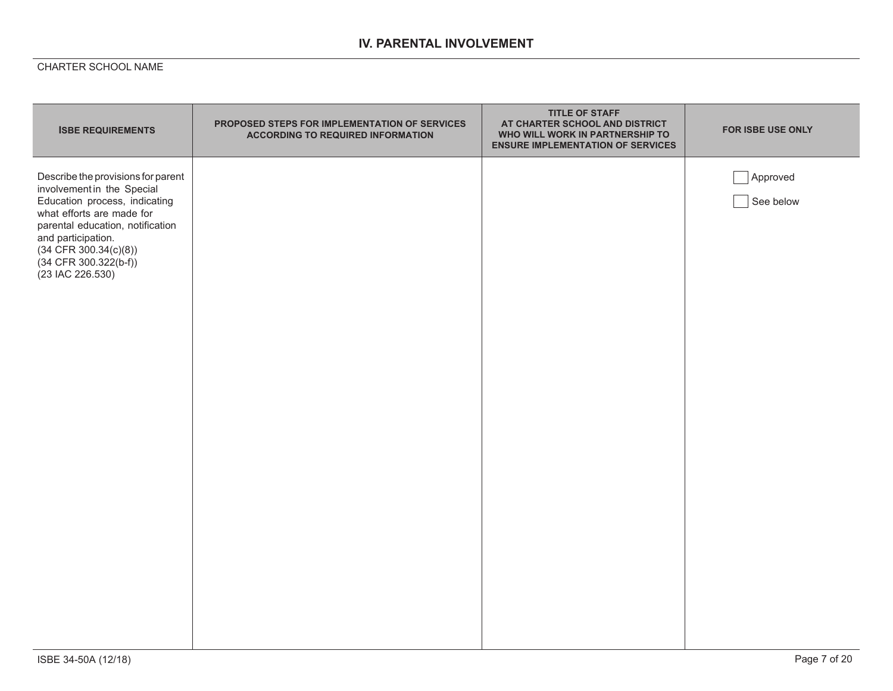## IV. PARENTAL INVOLVEMENT

CHARTER SCHOOL NAME

| ISBE REQUIREMENTS | PROPOSED STEPS FOR IMPLEMENTATION OF SERVICES ACCORDING TO REQUIRED INFORMATION | TITLE OF STAFF AT CHARTER SCHOOL AND DISTRICT WHO WILL WORK IN PARTNERSHIP TO ENSURE IMPLEMENTATION OF SERVICES | FOR ISBE USE ONLY |
|---|---|---|---|
| Describe the provisions for parent involvement in the Special Education process, indicating what efforts are made for parental education, notification and participation. (34 CFR 300.34(c)(8)) (34 CFR 300.322(b-f)) (23 IAC 226.530) | | | ☐ Approved<br>☐ See below |

ISBE 34-50A (12/18)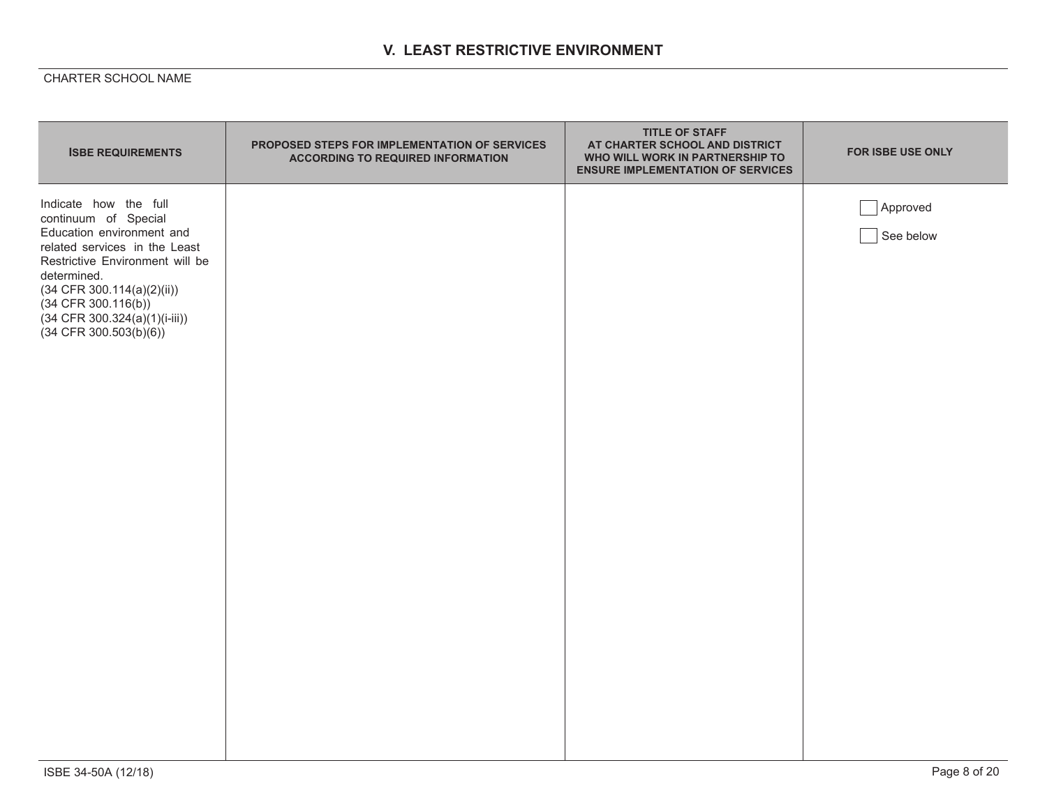## V. LEAST RESTRICTIVE ENVIRONMENT

CHARTER SCHOOL NAME

| ISBE REQUIREMENTS | PROPOSED STEPS FOR IMPLEMENTATION OF SERVICES ACCORDING TO REQUIRED INFORMATION | TITLE OF STAFF AT CHARTER SCHOOL AND DISTRICT WHO WILL WORK IN PARTNERSHIP TO ENSURE IMPLEMENTATION OF SERVICES | FOR ISBE USE ONLY |
|---|---|---|---|
| Indicate how the full continuum of Special Education environment and related services in the Least Restrictive Environment will be determined. (34 CFR 300.114(a)(2)(ii)) (34 CFR 300.116(b)) (34 CFR 300.324(a)(1)(i-iii)) (34 CFR 300.503(b)(6)) | | | ☐ Approved<br>☐ See below |

ISBE 34-50A (12/18)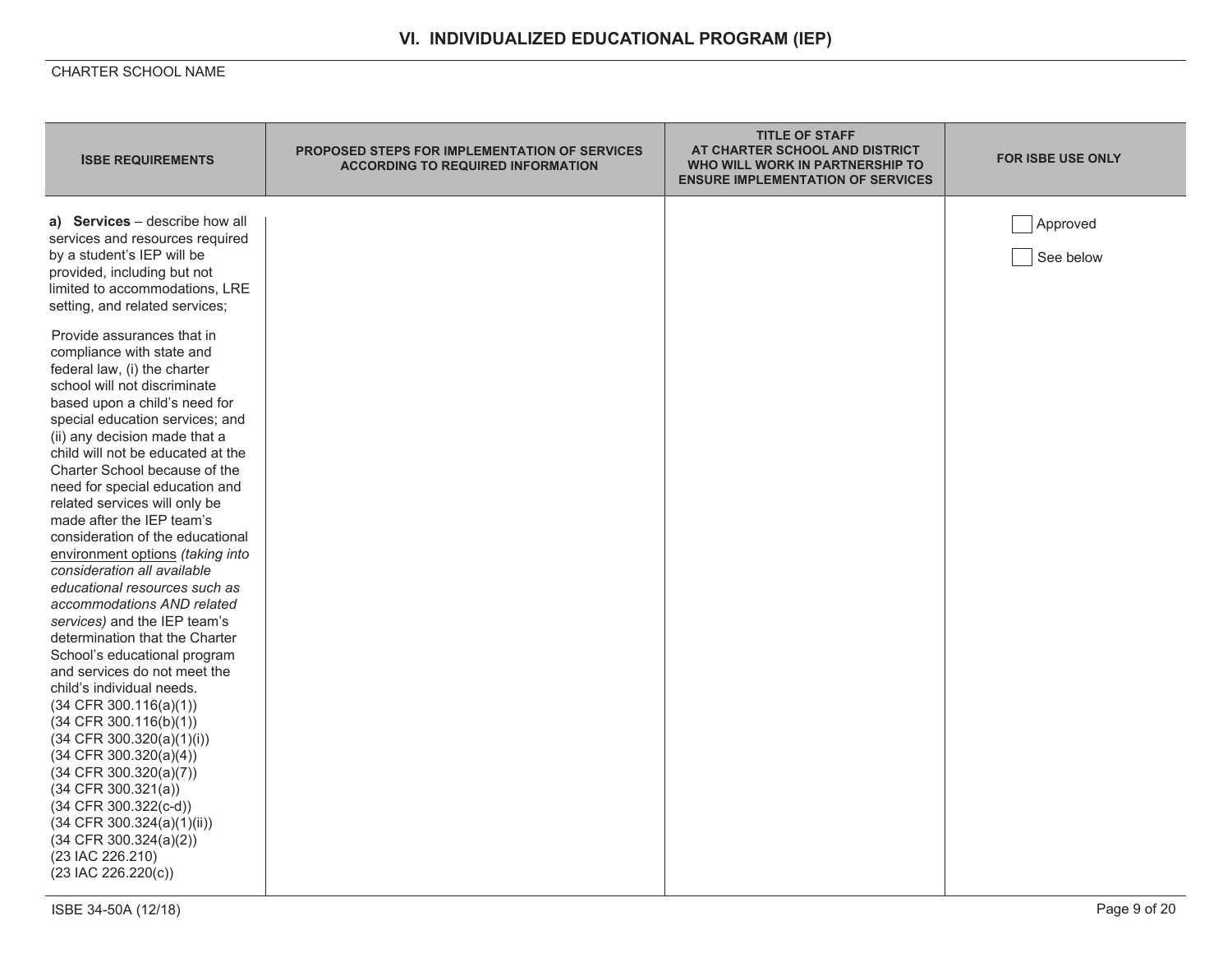## VI. INDIVIDUALIZED EDUCATIONAL PROGRAM (IEP)

CHARTER SCHOOL NAME

| ISBE REQUIREMENTS | PROPOSED STEPS FOR IMPLEMENTATION OF SERVICES ACCORDING TO REQUIRED INFORMATION | TITLE OF STAFF AT CHARTER SCHOOL AND DISTRICT WHO WILL WORK IN PARTNERSHIP TO ENSURE IMPLEMENTATION OF SERVICES | FOR ISBE USE ONLY |
|---|---|---|---|
| **a) Services** – describe how all services and resources required by a student's IEP will be provided, including but not limited to accommodations, LRE setting, and related services;<br><br>Provide assurances that in compliance with state and federal law, (i) the charter school will not discriminate based upon a child's need for special education services; and (ii) any decision made that a child will not be educated at the Charter School because of the need for special education and related services will only be made after the IEP team's consideration of the educational <u>environment options</u> *(taking into consideration all available educational resources such as accommodations AND related services)* and the IEP team's determination that the Charter School's educational program and services do not meet the child's individual needs.<br>(34 CFR 300.116(a)(1))<br>(34 CFR 300.116(b)(1))<br>(34 CFR 300.320(a)(1)(i))<br>(34 CFR 300.320(a)(4))<br>(34 CFR 300.320(a)(7))<br>(34 CFR 300.321(a))<br>(34 CFR 300.322(c-d))<br>(34 CFR 300.324(a)(1)(ii))<br>(34 CFR 300.324(a)(2))<br>(23 IAC 226.210)<br>(23 IAC 226.220(c)) | | | ☐ Approved<br><br>☐ See below |

ISBE 34-50A (12/18)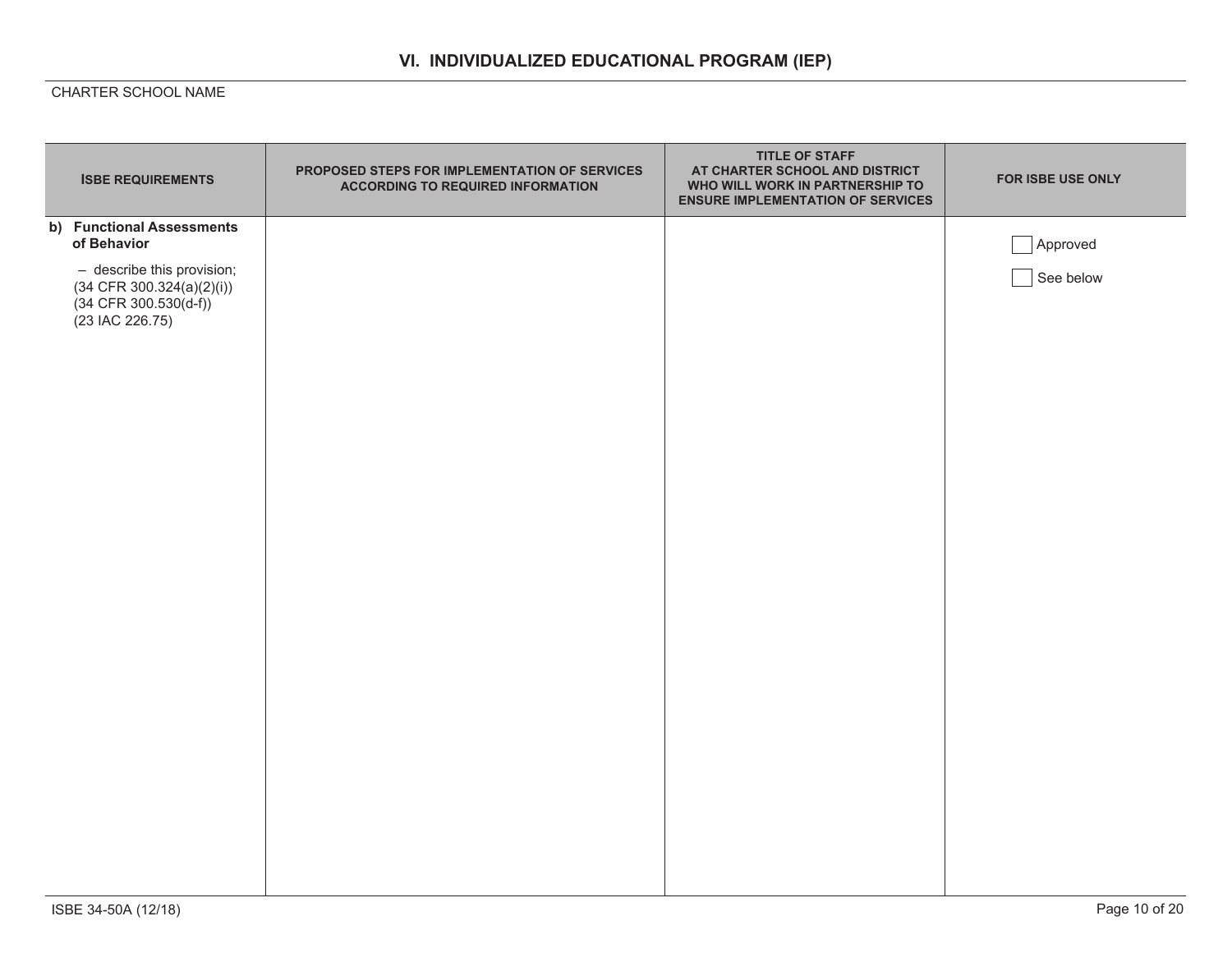## VI. INDIVIDUALIZED EDUCATIONAL PROGRAM (IEP)

CHARTER SCHOOL NAME

| ISBE REQUIREMENTS | PROPOSED STEPS FOR IMPLEMENTATION OF SERVICES ACCORDING TO REQUIRED INFORMATION | TITLE OF STAFF AT CHARTER SCHOOL AND DISTRICT WHO WILL WORK IN PARTNERSHIP TO ENSURE IMPLEMENTATION OF SERVICES | FOR ISBE USE ONLY |
|---|---|---|---|
| **b) Functional Assessments of Behavior**<br><br>– describe this provision;<br>(34 CFR 300.324(a)(2)(i))<br>(34 CFR 300.530(d-f))<br>(23 IAC 226.75) | | | ☐ Approved<br><br>☐ See below |

ISBE 34-50A (12/18)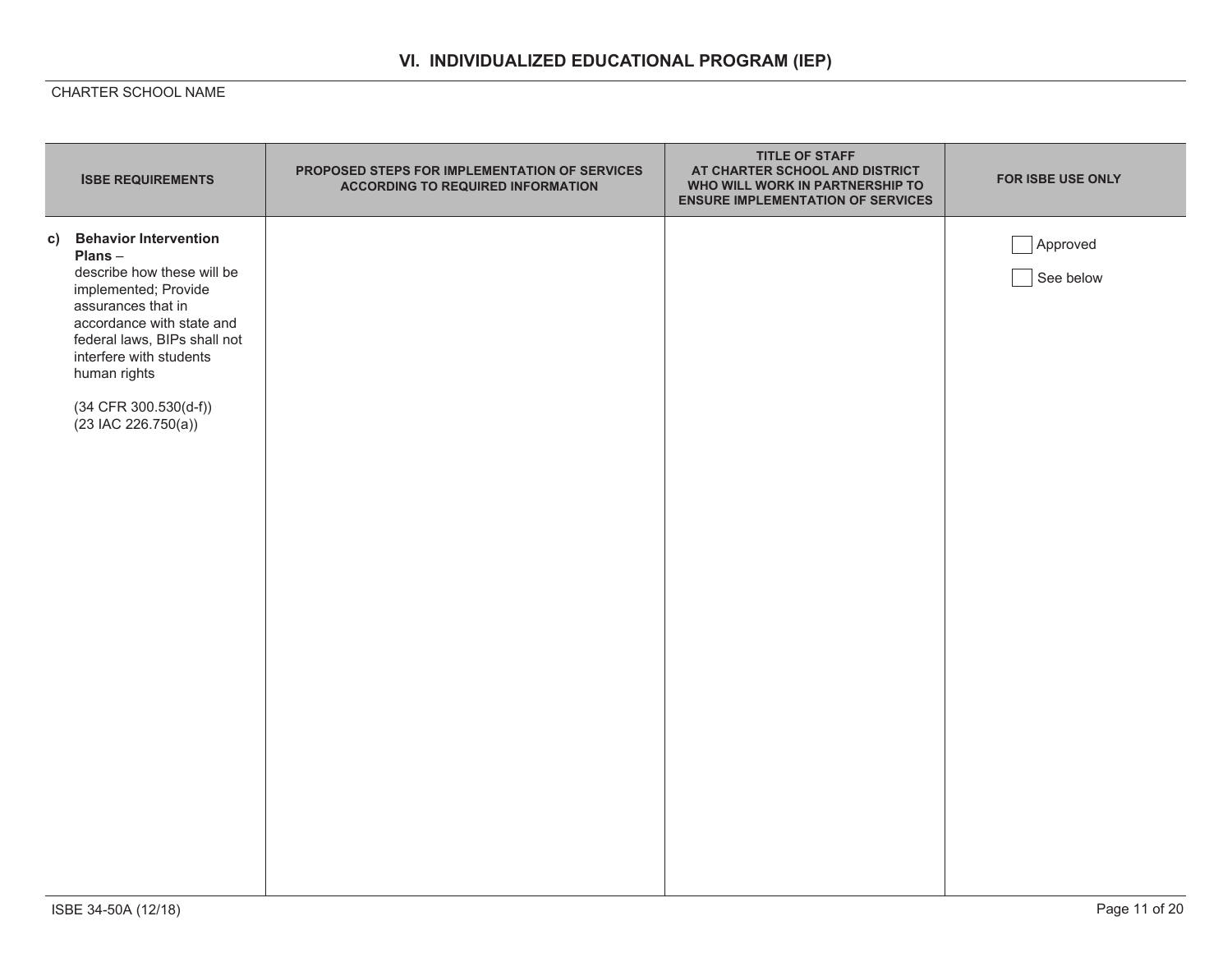## VI. INDIVIDUALIZED EDUCATIONAL PROGRAM (IEP)

CHARTER SCHOOL NAME

| ISBE REQUIREMENTS | PROPOSED STEPS FOR IMPLEMENTATION OF SERVICES ACCORDING TO REQUIRED INFORMATION | TITLE OF STAFF AT CHARTER SCHOOL AND DISTRICT WHO WILL WORK IN PARTNERSHIP TO ENSURE IMPLEMENTATION OF SERVICES | FOR ISBE USE ONLY |
|---|---|---|---|
| **c) Behavior Intervention Plans** – describe how these will be implemented; Provide assurances that in accordance with state and federal laws, BIPs shall not interfere with students human rights<br><br>(34 CFR 300.530(d-f))<br>(23 IAC 226.750(a)) | | | ☐ Approved<br><br>☐ See below |

ISBE 34-50A (12/18)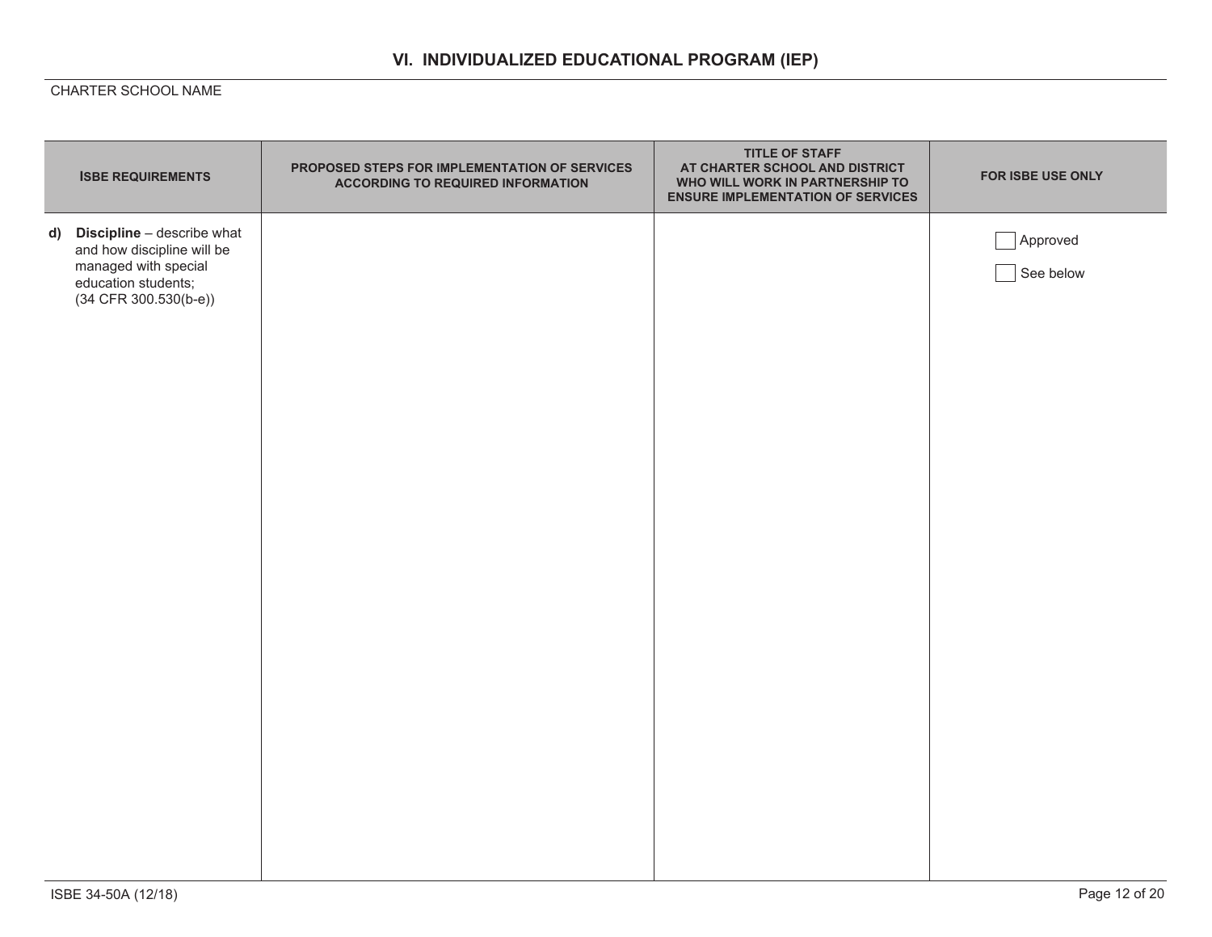## VI. INDIVIDUALIZED EDUCATIONAL PROGRAM (IEP)

CHARTER SCHOOL NAME

| ISBE REQUIREMENTS | PROPOSED STEPS FOR IMPLEMENTATION OF SERVICES ACCORDING TO REQUIRED INFORMATION | TITLE OF STAFF AT CHARTER SCHOOL AND DISTRICT WHO WILL WORK IN PARTNERSHIP TO ENSURE IMPLEMENTATION OF SERVICES | FOR ISBE USE ONLY |
|---|---|---|---|
| **d) Discipline** – describe what and how discipline will be managed with special education students; (34 CFR 300.530(b-e)) | | | ☐ Approved<br>☐ See below |

ISBE 34-50A (12/18)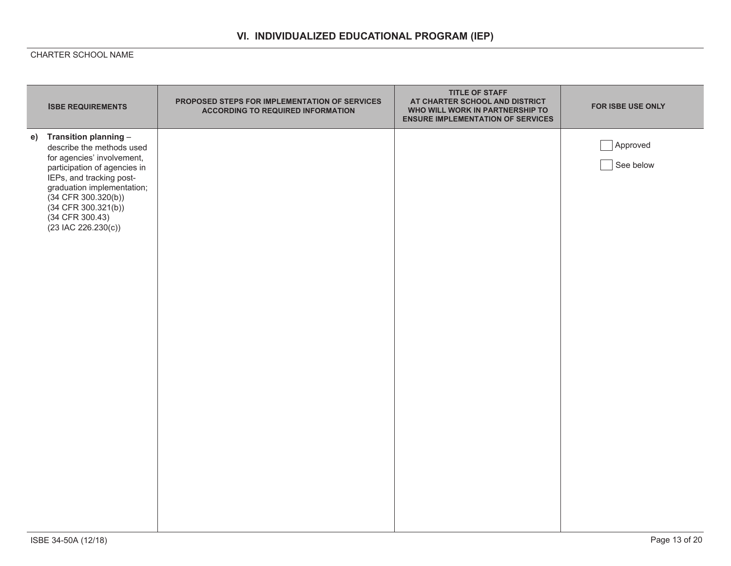## VI. INDIVIDUALIZED EDUCATIONAL PROGRAM (IEP)

CHARTER SCHOOL NAME

| ISBE REQUIREMENTS | PROPOSED STEPS FOR IMPLEMENTATION OF SERVICES ACCORDING TO REQUIRED INFORMATION | TITLE OF STAFF AT CHARTER SCHOOL AND DISTRICT WHO WILL WORK IN PARTNERSHIP TO ENSURE IMPLEMENTATION OF SERVICES | FOR ISBE USE ONLY |
|---|---|---|---|
| **e) Transition planning** – describe the methods used for agencies' involvement, participation of agencies in IEPs, and tracking post-graduation implementation; (34 CFR 300.320(b)) (34 CFR 300.321(b)) (34 CFR 300.43) (23 IAC 226.230(c)) | | | ☐ Approved<br>☐ See below |

ISBE 34-50A (12/18)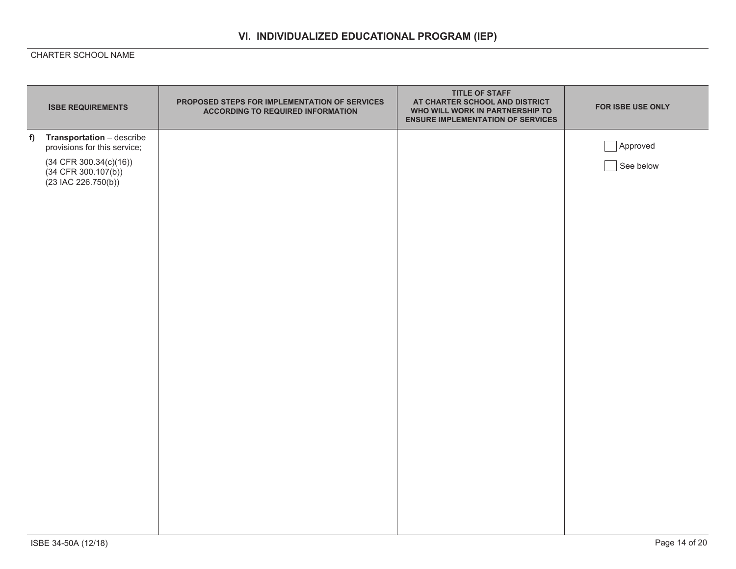## VI. INDIVIDUALIZED EDUCATIONAL PROGRAM (IEP)

CHARTER SCHOOL NAME

| ISBE REQUIREMENTS | PROPOSED STEPS FOR IMPLEMENTATION OF SERVICES ACCORDING TO REQUIRED INFORMATION | TITLE OF STAFF AT CHARTER SCHOOL AND DISTRICT WHO WILL WORK IN PARTNERSHIP TO ENSURE IMPLEMENTATION OF SERVICES | FOR ISBE USE ONLY |
|---|---|---|---|
| **f) Transportation** – describe provisions for this service; (34 CFR 300.34(c)(16)) (34 CFR 300.107(b)) (23 IAC 226.750(b)) | | | ☐ Approved ☐ See below |

ISBE 34-50A (12/18)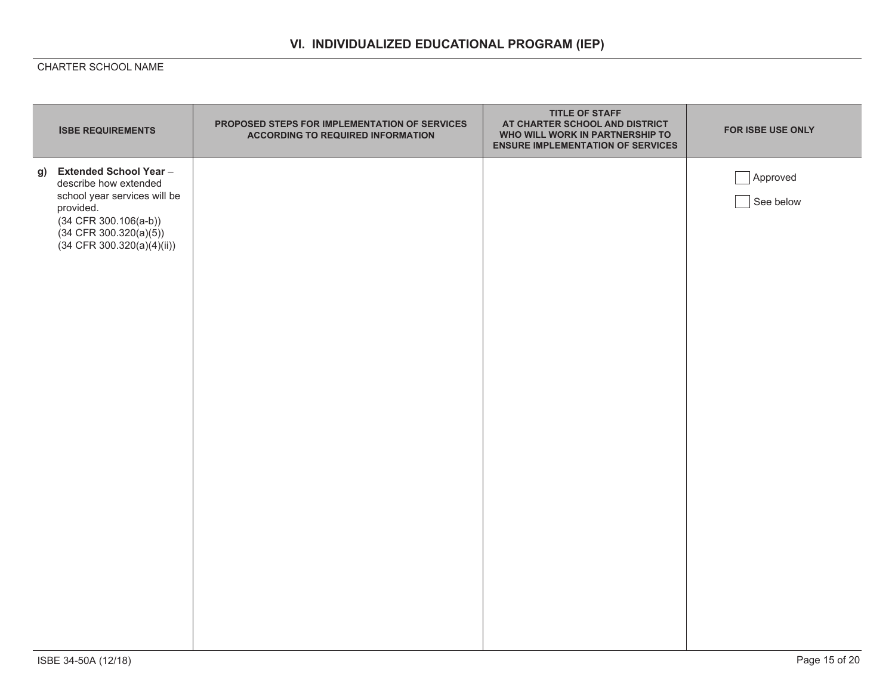## VI. INDIVIDUALIZED EDUCATIONAL PROGRAM (IEP)

CHARTER SCHOOL NAME

| ISBE REQUIREMENTS | PROPOSED STEPS FOR IMPLEMENTATION OF SERVICES ACCORDING TO REQUIRED INFORMATION | TITLE OF STAFF AT CHARTER SCHOOL AND DISTRICT WHO WILL WORK IN PARTNERSHIP TO ENSURE IMPLEMENTATION OF SERVICES | FOR ISBE USE ONLY |
|---|---|---|---|
| g) **Extended School Year** – describe how extended school year services will be provided. (34 CFR 300.106(a-b)) (34 CFR 300.320(a)(5)) (34 CFR 300.320(a)(4)(ii)) | | | ☐ Approved<br>☐ See below |

ISBE 34-50A (12/18)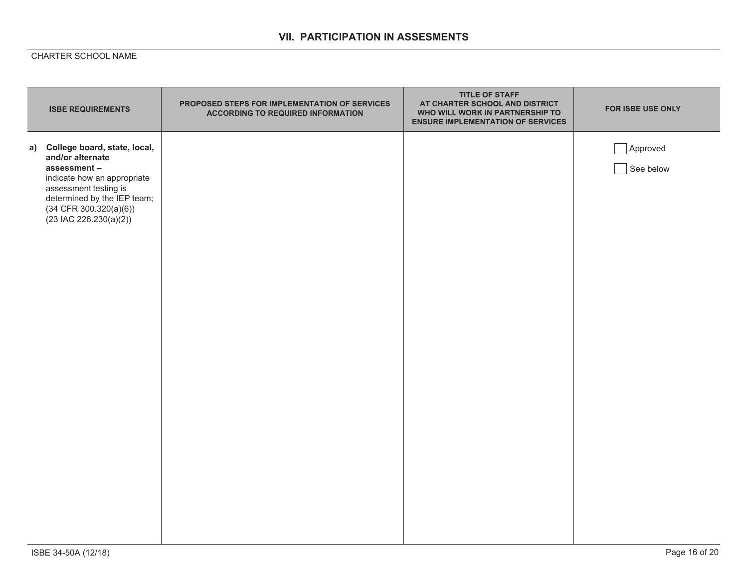## VII. PARTICIPATION IN ASSESMENTS

CHARTER SCHOOL NAME

| ISBE REQUIREMENTS | PROPOSED STEPS FOR IMPLEMENTATION OF SERVICES ACCORDING TO REQUIRED INFORMATION | TITLE OF STAFF AT CHARTER SCHOOL AND DISTRICT WHO WILL WORK IN PARTNERSHIP TO ENSURE IMPLEMENTATION OF SERVICES | FOR ISBE USE ONLY |
|---|---|---|---|
| **a) College board, state, local, and/or alternate assessment** – indicate how an appropriate assessment testing is determined by the IEP team; (34 CFR 300.320(a)(6)) (23 IAC 226.230(a)(2)) | | | ☐ Approved<br>☐ See below |

ISBE 34-50A (12/18)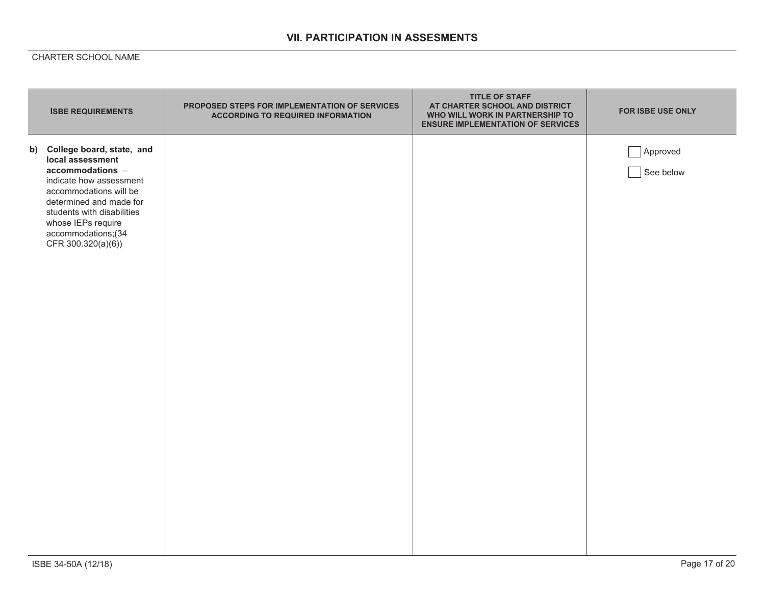## VII. PARTICIPATION IN ASSESMENTS

CHARTER SCHOOL NAME

| ISBE REQUIREMENTS | PROPOSED STEPS FOR IMPLEMENTATION OF SERVICES ACCORDING TO REQUIRED INFORMATION | TITLE OF STAFF AT CHARTER SCHOOL AND DISTRICT WHO WILL WORK IN PARTNERSHIP TO ENSURE IMPLEMENTATION OF SERVICES | FOR ISBE USE ONLY |
|---|---|---|---|
| **b) College board, state, and local assessment accommodations** – indicate how assessment accommodations will be determined and made for students with disabilities whose IEPs require accommodations;(34 CFR 300.320(a)(6)) | | | ☐ Approved<br>☐ See below |

ISBE 34-50A (12/18)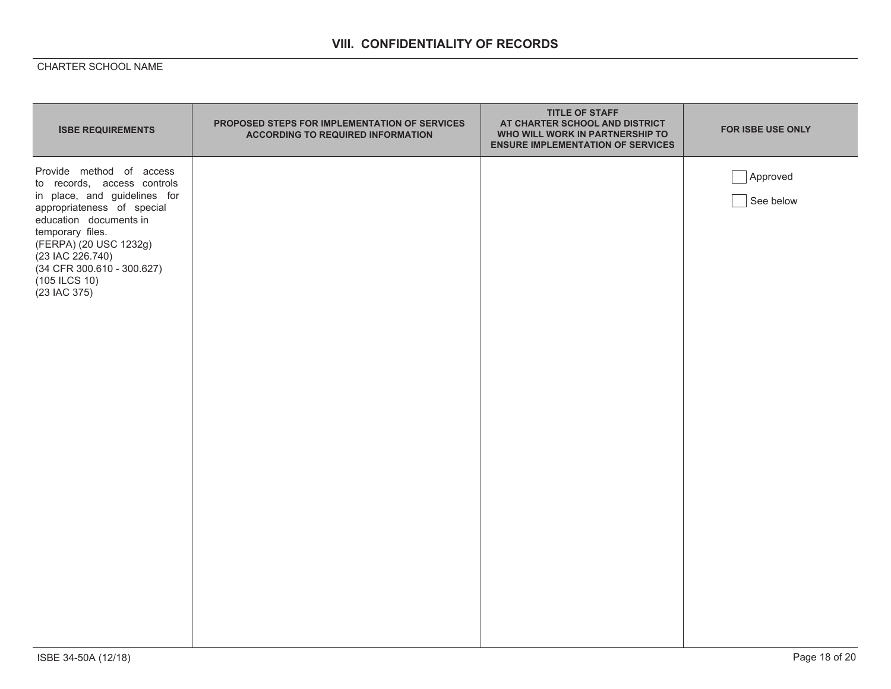## VIII. CONFIDENTIALITY OF RECORDS

CHARTER SCHOOL NAME

| ISBE REQUIREMENTS | PROPOSED STEPS FOR IMPLEMENTATION OF SERVICES ACCORDING TO REQUIRED INFORMATION | TITLE OF STAFF AT CHARTER SCHOOL AND DISTRICT WHO WILL WORK IN PARTNERSHIP TO ENSURE IMPLEMENTATION OF SERVICES | FOR ISBE USE ONLY |
|---|---|---|---|
| Provide method of access to records, access controls in place, and guidelines for appropriateness of special education documents in temporary files.<br>(FERPA) (20 USC 1232g)<br>(23 IAC 226.740)<br>(34 CFR 300.610 - 300.627)<br>(105 ILCS 10)<br>(23 IAC 375) | | | ☐ Approved<br>☐ See below |

ISBE 34-50A (12/18)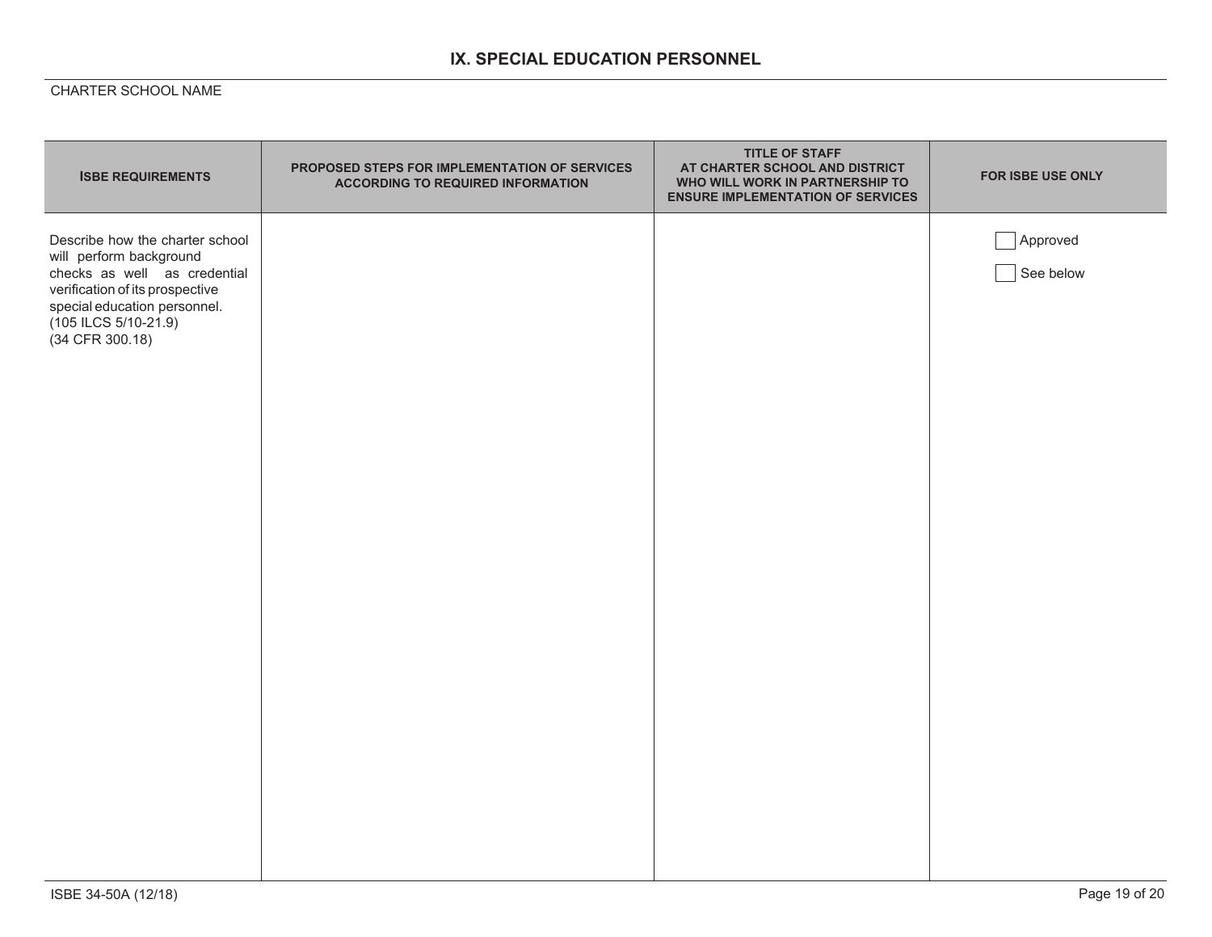## IX. SPECIAL EDUCATION PERSONNEL

CHARTER SCHOOL NAME

| ISBE REQUIREMENTS | PROPOSED STEPS FOR IMPLEMENTATION OF SERVICES ACCORDING TO REQUIRED INFORMATION | TITLE OF STAFF AT CHARTER SCHOOL AND DISTRICT WHO WILL WORK IN PARTNERSHIP TO ENSURE IMPLEMENTATION OF SERVICES | FOR ISBE USE ONLY |
|---|---|---|---|
| Describe how the charter school will perform background checks as well as credential verification of its prospective special education personnel. (105 ILCS 5/10-21.9) (34 CFR 300.18) | | | ☐ Approved<br>☐ See below |

ISBE 34-50A (12/18)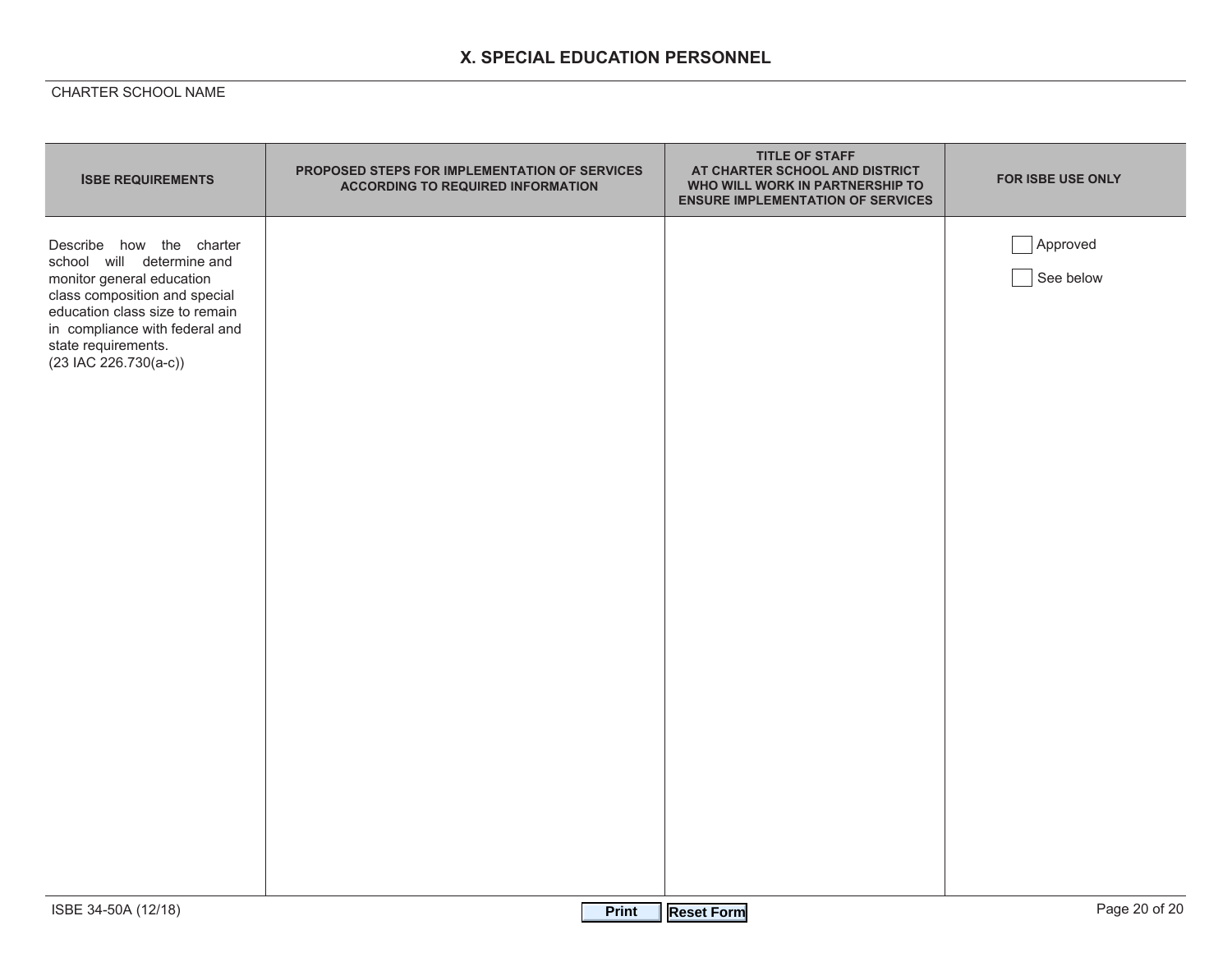# X. SPECIAL EDUCATION PERSONNEL

CHARTER SCHOOL NAME

| ISBE REQUIREMENTS | PROPOSED STEPS FOR IMPLEMENTATION OF SERVICES ACCORDING TO REQUIRED INFORMATION | TITLE OF STAFF AT CHARTER SCHOOL AND DISTRICT WHO WILL WORK IN PARTNERSHIP TO ENSURE IMPLEMENTATION OF SERVICES | FOR ISBE USE ONLY |
|---|---|---|---|
| Describe how the charter school will determine and monitor general education class composition and special education class size to remain in compliance with federal and state requirements. (23 IAC 226.730(a-c)) | | | ☐ Approved<br>☐ See below |

ISBE 34-50A (12/18)

Print | Reset Form